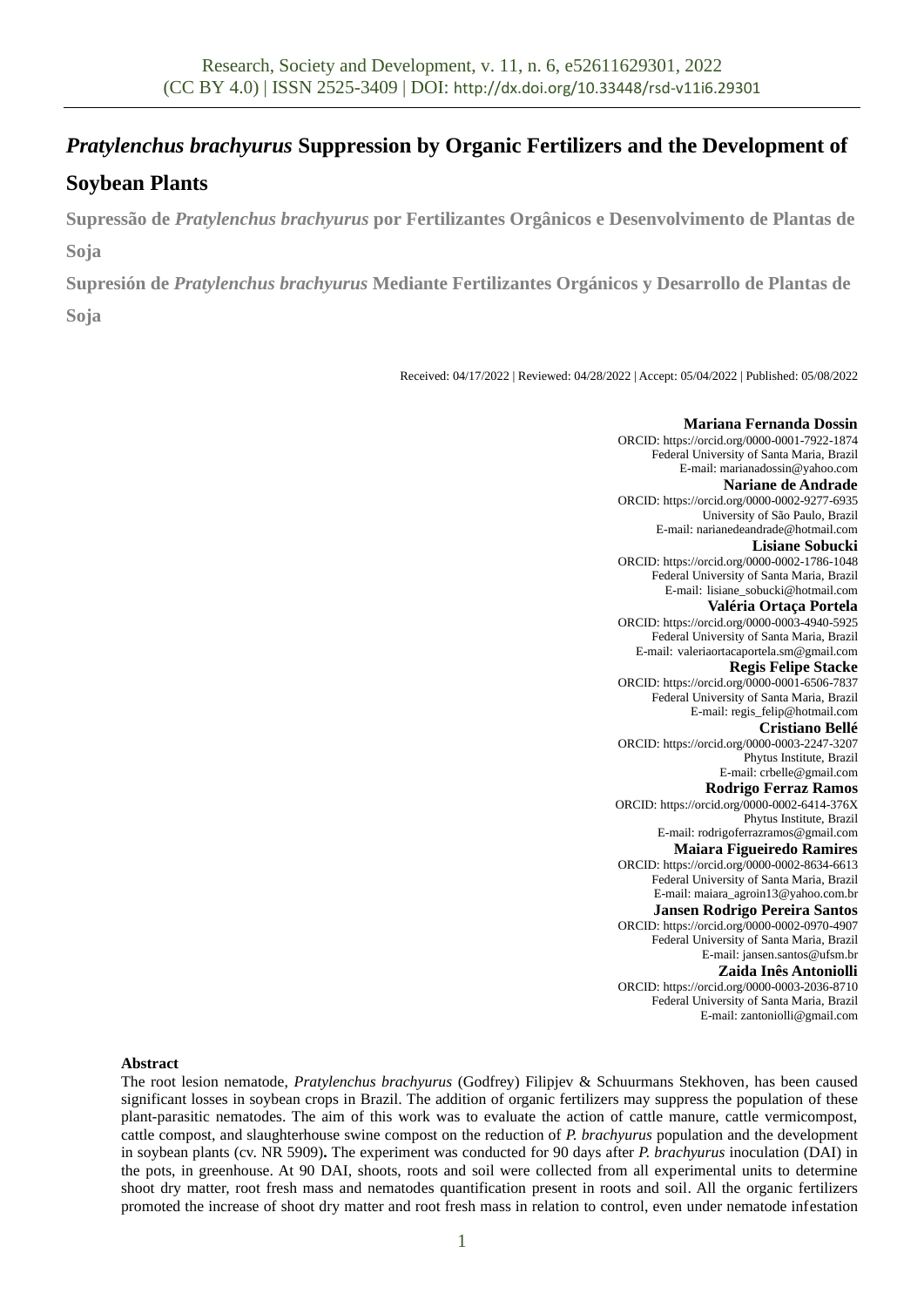# *Pratylenchus brachyurus* Suppression by Organic Fertilizers and the Development of Soybean Plants

**Supressão de *Pratylenchus brachyurus* por Fertilizantes Orgânicos e Desenvolvimento de Plantas de Soja**

**Supresión de *Pratylenchus brachyurus* Mediante Fertilizantes Orgánicos y Desarrollo de Plantas de Soja**

Received: 04/17/2022 | Reviewed: 04/28/2022 | Accept: 05/04/2022 | Published: 05/08/2022

**Mariana Fernanda Dossin**
ORCID: https://orcid.org/0000-0001-7922-1874
Federal University of Santa Maria, Brazil
E-mail: marianadossin@yahoo.com

**Nariane de Andrade**
ORCID: https://orcid.org/0000-0002-9277-6935
University of São Paulo, Brazil
E-mail: narianedeandrade@hotmail.com

**Lisiane Sobucki**
ORCID: https://orcid.org/0000-0002-1786-1048
Federal University of Santa Maria, Brazil
E-mail: lisiane_sobucki@hotmail.com

**Valéria Ortaça Portela**
ORCID: https://orcid.org/0000-0003-4940-5925
Federal University of Santa Maria, Brazil
E-mail: valeriaortacaportela.sm@gmail.com

**Regis Felipe Stacke**
ORCID: https://orcid.org/0000-0001-6506-7837
Federal University of Santa Maria, Brazil
E-mail: regis_felip@hotmail.com

**Cristiano Bellé**
ORCID: https://orcid.org/0000-0003-2247-3207
Phytus Institute, Brazil
E-mail: crbelle@gmail.com

**Rodrigo Ferraz Ramos**
ORCID: https://orcid.org/0000-0002-6414-376X
Phytus Institute, Brazil
E-mail: rodrigoferrazramos@gmail.com

**Maiara Figueiredo Ramires**
ORCID: https://orcid.org/0000-0002-8634-6613
Federal University of Santa Maria, Brazil
E-mail: maiara_agroin13@yahoo.com.br

**Jansen Rodrigo Pereira Santos**
ORCID: https://orcid.org/0000-0002-0970-4907
Federal University of Santa Maria, Brazil
E-mail: jansen.santos@ufsm.br

**Zaida Inês Antoniolli**
ORCID: https://orcid.org/0000-0003-2036-8710
Federal University of Santa Maria, Brazil
E-mail: zantoniolli@gmail.com

**Abstract**

The root lesion nematode, *Pratylenchus brachyurus* (Godfrey) Filipjev & Schuurmans Stekhoven, has been caused significant losses in soybean crops in Brazil. The addition of organic fertilizers may suppress the population of these plant-parasitic nematodes. The aim of this work was to evaluate the action of cattle manure, cattle vermicompost, cattle compost, and slaughterhouse swine compost on the reduction of *P. brachyurus* population and the development in soybean plants (cv. NR 5909)**.** The experiment was conducted for 90 days after *P. brachyurus* inoculation (DAI) in the pots, in greenhouse. At 90 DAI, shoots, roots and soil were collected from all experimental units to determine shoot dry matter, root fresh mass and nematodes quantification present in roots and soil. All the organic fertilizers promoted the increase of shoot dry matter and root fresh mass in relation to control, even under nematode infestation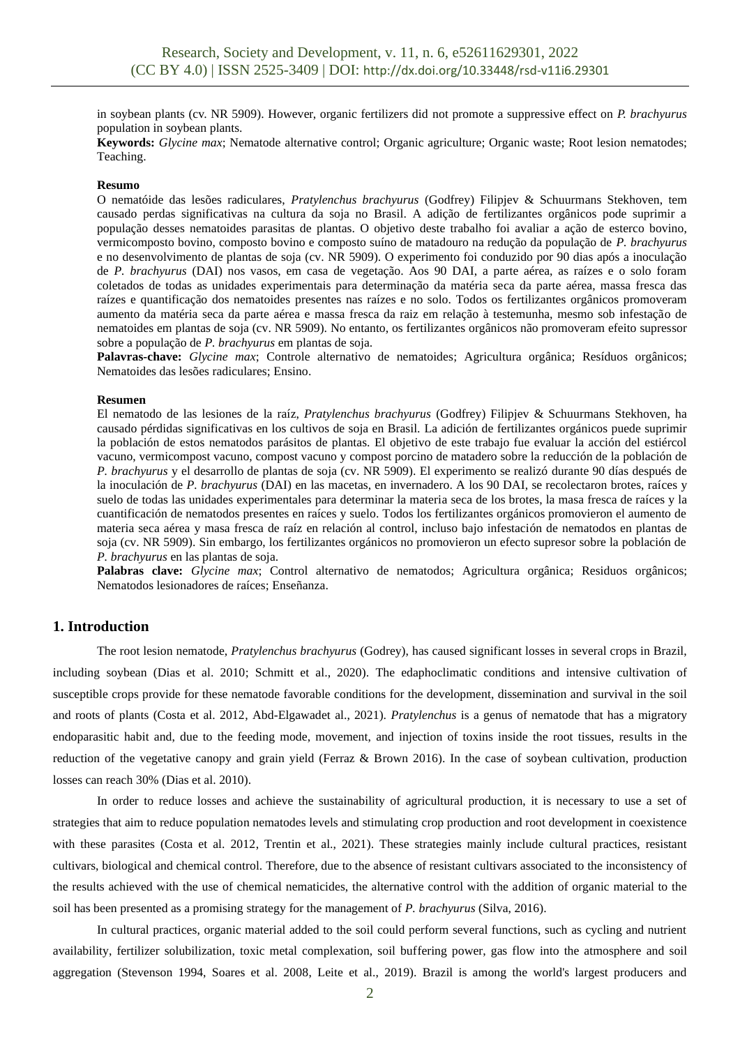in soybean plants (cv. NR 5909). However, organic fertilizers did not promote a suppressive effect on *P. brachyurus* population in soybean plants.

**Keywords:** *Glycine max*; Nematode alternative control; Organic agriculture; Organic waste; Root lesion nematodes; Teaching.

**Resumo**

O nematóide das lesões radiculares, *Pratylenchus brachyurus* (Godfrey) Filipjev & Schuurmans Stekhoven, tem causado perdas significativas na cultura da soja no Brasil. A adição de fertilizantes orgânicos pode suprimir a população desses nematoides parasitas de plantas. O objetivo deste trabalho foi avaliar a ação de esterco bovino, vermicomposto bovino, composto bovino e composto suíno de matadouro na redução da população de *P. brachyurus* e no desenvolvimento de plantas de soja (cv. NR 5909). O experimento foi conduzido por 90 dias após a inoculação de *P. brachyurus* (DAI) nos vasos, em casa de vegetação. Aos 90 DAI, a parte aérea, as raízes e o solo foram coletados de todas as unidades experimentais para determinação da matéria seca da parte aérea, massa fresca das raízes e quantificação dos nematoides presentes nas raízes e no solo. Todos os fertilizantes orgânicos promoveram aumento da matéria seca da parte aérea e massa fresca da raiz em relação à testemunha, mesmo sob infestação de nematoides em plantas de soja (cv. NR 5909). No entanto, os fertilizantes orgânicos não promoveram efeito supressor sobre a população de *P. brachyurus* em plantas de soja.

**Palavras-chave:** *Glycine max*; Controle alternativo de nematoides; Agricultura orgânica; Resíduos orgânicos; Nematoides das lesões radiculares; Ensino.

**Resumen**

El nematodo de las lesiones de la raíz, *Pratylenchus brachyurus* (Godfrey) Filipjev & Schuurmans Stekhoven, ha causado pérdidas significativas en los cultivos de soja en Brasil. La adición de fertilizantes orgánicos puede suprimir la población de estos nematodos parásitos de plantas. El objetivo de este trabajo fue evaluar la acción del estiércol vacuno, vermicompost vacuno, compost vacuno y compost porcino de matadero sobre la reducción de la población de *P. brachyurus* y el desarrollo de plantas de soja (cv. NR 5909). El experimento se realizó durante 90 días después de la inoculación de *P. brachyurus* (DAI) en las macetas, en invernadero. A los 90 DAI, se recolectaron brotes, raíces y suelo de todas las unidades experimentales para determinar la materia seca de los brotes, la masa fresca de raíces y la cuantificación de nematodos presentes en raíces y suelo. Todos los fertilizantes orgánicos promovieron el aumento de materia seca aérea y masa fresca de raíz en relación al control, incluso bajo infestación de nematodos en plantas de soja (cv. NR 5909). Sin embargo, los fertilizantes orgánicos no promovieron un efecto supresor sobre la población de *P. brachyurus* en las plantas de soja.

**Palabras clave:** *Glycine max*; Control alternativo de nematodos; Agricultura orgânica; Residuos orgânicos; Nematodos lesionadores de raíces; Enseñanza.

## 1. Introduction

The root lesion nematode, *Pratylenchus brachyurus* (Godrey), has caused significant losses in several crops in Brazil, including soybean (Dias et al. 2010; Schmitt et al., 2020). The edaphoclimatic conditions and intensive cultivation of susceptible crops provide for these nematode favorable conditions for the development, dissemination and survival in the soil and roots of plants (Costa et al. 2012, Abd-Elgawadet al., 2021). *Pratylenchus* is a genus of nematode that has a migratory endoparasitic habit and, due to the feeding mode, movement, and injection of toxins inside the root tissues, results in the reduction of the vegetative canopy and grain yield (Ferraz & Brown 2016). In the case of soybean cultivation, production losses can reach 30% (Dias et al. 2010).

In order to reduce losses and achieve the sustainability of agricultural production, it is necessary to use a set of strategies that aim to reduce population nematodes levels and stimulating crop production and root development in coexistence with these parasites (Costa et al. 2012, Trentin et al., 2021). These strategies mainly include cultural practices, resistant cultivars, biological and chemical control. Therefore, due to the absence of resistant cultivars associated to the inconsistency of the results achieved with the use of chemical nematicides, the alternative control with the addition of organic material to the soil has been presented as a promising strategy for the management of *P. brachyurus* (Silva, 2016).

In cultural practices, organic material added to the soil could perform several functions, such as cycling and nutrient availability, fertilizer solubilization, toxic metal complexation, soil buffering power, gas flow into the atmosphere and soil aggregation (Stevenson 1994, Soares et al. 2008, Leite et al., 2019). Brazil is among the world's largest producers and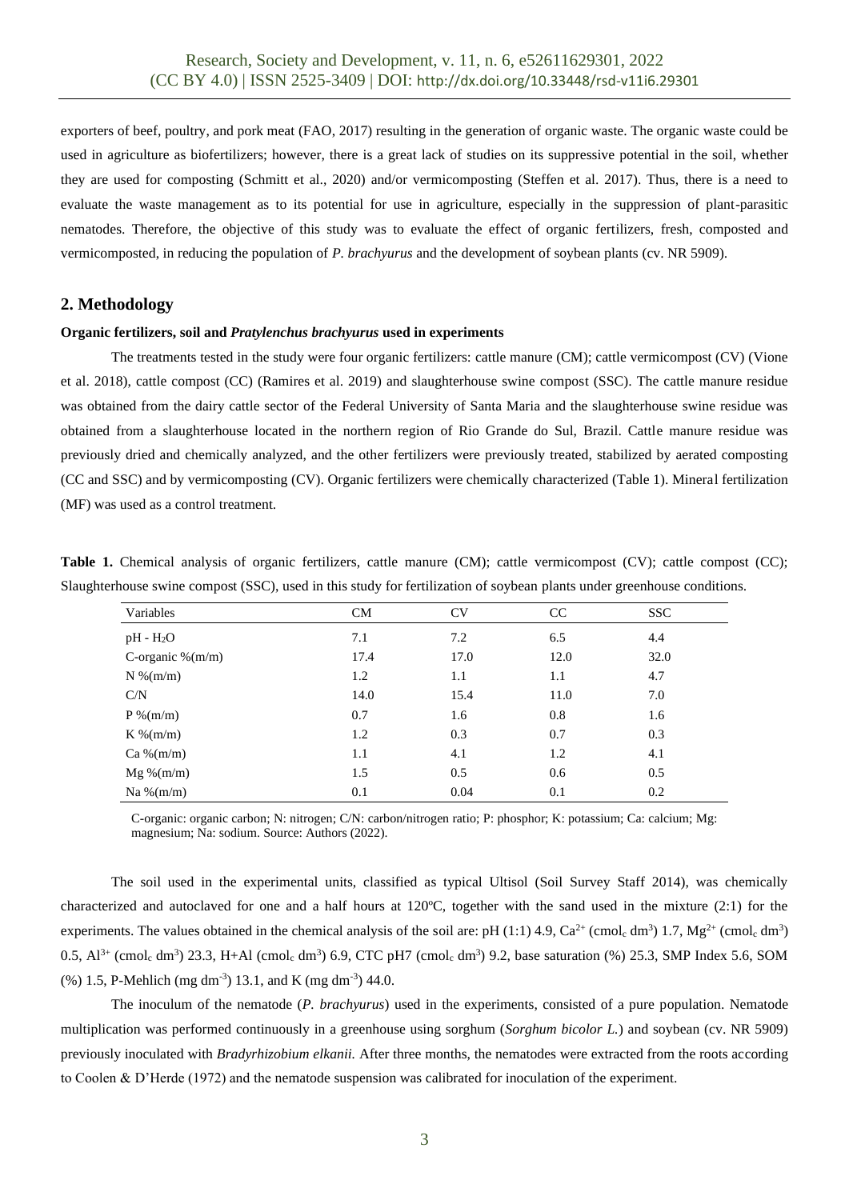exporters of beef, poultry, and pork meat (FAO, 2017) resulting in the generation of organic waste. The organic waste could be used in agriculture as biofertilizers; however, there is a great lack of studies on its suppressive potential in the soil, whether they are used for composting (Schmitt et al., 2020) and/or vermicomposting (Steffen et al. 2017). Thus, there is a need to evaluate the waste management as to its potential for use in agriculture, especially in the suppression of plant-parasitic nematodes. Therefore, the objective of this study was to evaluate the effect of organic fertilizers, fresh, composted and vermicomposted, in reducing the population of *P. brachyurus* and the development of soybean plants (cv. NR 5909).

## 2. Methodology

**Organic fertilizers, soil and *Pratylenchus brachyurus* used in experiments**

The treatments tested in the study were four organic fertilizers: cattle manure (CM); cattle vermicompost (CV) (Vione et al. 2018), cattle compost (CC) (Ramires et al. 2019) and slaughterhouse swine compost (SSC). The cattle manure residue was obtained from the dairy cattle sector of the Federal University of Santa Maria and the slaughterhouse swine residue was obtained from a slaughterhouse located in the northern region of Rio Grande do Sul, Brazil. Cattle manure residue was previously dried and chemically analyzed, and the other fertilizers were previously treated, stabilized by aerated composting (CC and SSC) and by vermicomposting (CV). Organic fertilizers were chemically characterized (Table 1). Mineral fertilization (MF) was used as a control treatment.

**Table 1.** Chemical analysis of organic fertilizers, cattle manure (CM); cattle vermicompost (CV); cattle compost (CC); Slaughterhouse swine compost (SSC), used in this study for fertilization of soybean plants under greenhouse conditions.

| Variables | CM | CV | CC | SSC |
|---|---|---|---|---|
| pH - $H_2O$ | 7.1 | 7.2 | 6.5 | 4.4 |
| C-organic %(m/m) | 17.4 | 17.0 | 12.0 | 32.0 |
| N %(m/m) | 1.2 | 1.1 | 1.1 | 4.7 |
| C/N | 14.0 | 15.4 | 11.0 | 7.0 |
| P %(m/m) | 0.7 | 1.6 | 0.8 | 1.6 |
| K %(m/m) | 1.2 | 0.3 | 0.7 | 0.3 |
| Ca %(m/m) | 1.1 | 4.1 | 1.2 | 4.1 |
| Mg %(m/m) | 1.5 | 0.5 | 0.6 | 0.5 |
| Na %(m/m) | 0.1 | 0.04 | 0.1 | 0.2 |

C-organic: organic carbon; N: nitrogen; C/N: carbon/nitrogen ratio; P: phosphor; K: potassium; Ca: calcium; Mg: magnesium; Na: sodium. Source: Authors (2022).

The soil used in the experimental units, classified as typical Ultisol (Soil Survey Staff 2014), was chemically characterized and autoclaved for one and a half hours at 120ºC, together with the sand used in the mixture (2:1) for the experiments. The values obtained in the chemical analysis of the soil are: pH (1:1) 4.9, $Ca^{2+}$ ($cmol_c$ $dm^3$) 1.7, $Mg^{2+}$ ($cmol_c$ $dm^3$) 0.5, $Al^{3+}$ ($cmol_c$ $dm^3$) 23.3, H+Al ($cmol_c$ $dm^3$) 6.9, CTC pH7 ($cmol_c$ $dm^3$) 9.2, base saturation (%) 25.3, SMP Index 5.6, SOM (%) 1.5, P-Mehlich (mg $dm^{-3}$) 13.1, and K (mg $dm^{-3}$) 44.0.

The inoculum of the nematode (*P. brachyurus*) used in the experiments, consisted of a pure population. Nematode multiplication was performed continuously in a greenhouse using sorghum (*Sorghum bicolor L.*) and soybean (cv. NR 5909) previously inoculated with *Bradyrhizobium elkanii.* After three months, the nematodes were extracted from the roots according to Coolen & D'Herde (1972) and the nematode suspension was calibrated for inoculation of the experiment.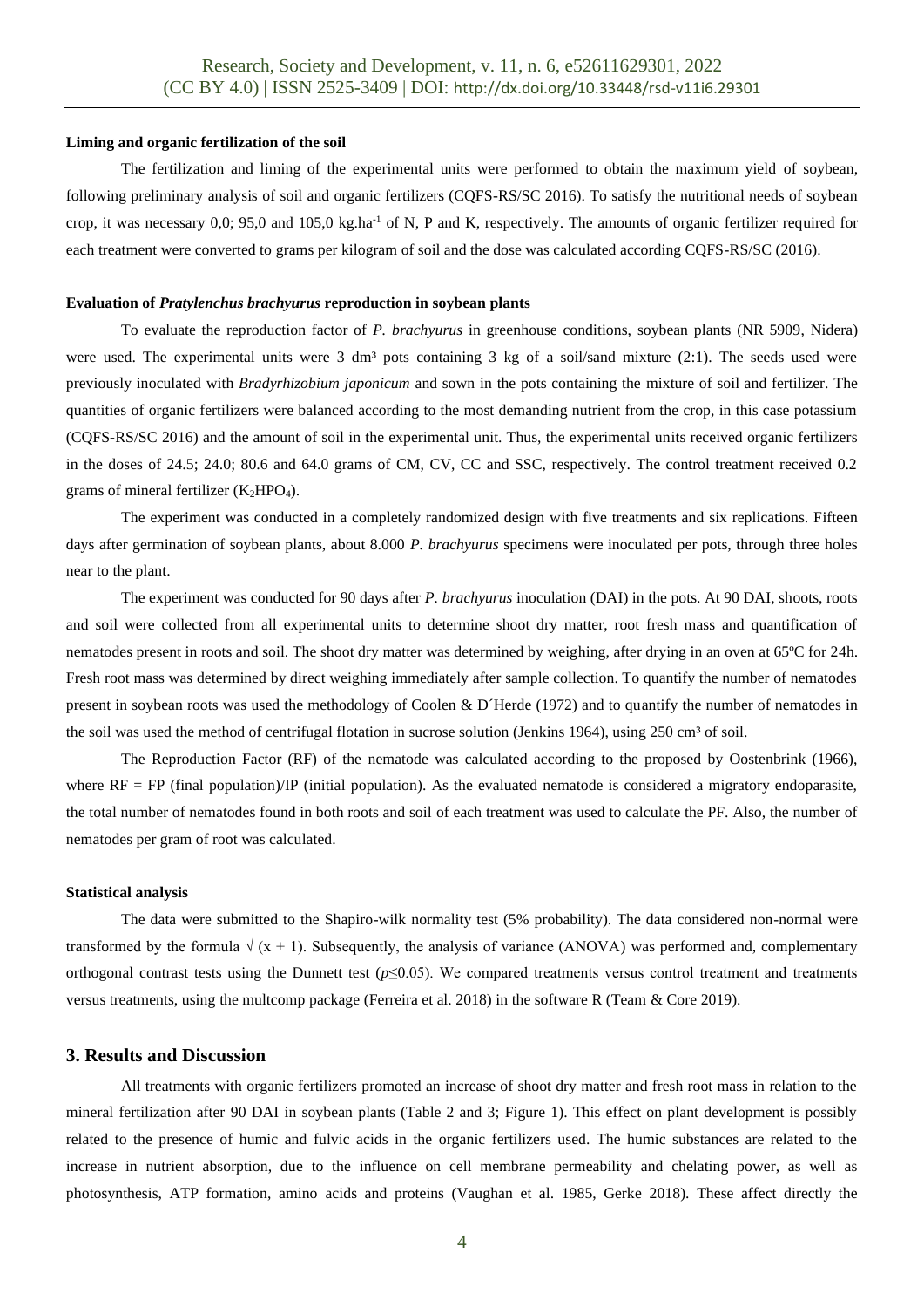#### Liming and organic fertilization of the soil

The fertilization and liming of the experimental units were performed to obtain the maximum yield of soybean, following preliminary analysis of soil and organic fertilizers (CQFS-RS/SC 2016). To satisfy the nutritional needs of soybean crop, it was necessary 0,0; 95,0 and 105,0 kg.ha$^{-1}$ of N, P and K, respectively. The amounts of organic fertilizer required for each treatment were converted to grams per kilogram of soil and the dose was calculated according CQFS-RS/SC (2016).

#### Evaluation of *Pratylenchus brachyurus* reproduction in soybean plants

To evaluate the reproduction factor of *P. brachyurus* in greenhouse conditions, soybean plants (NR 5909, Nidera) were used. The experimental units were 3 dm³ pots containing 3 kg of a soil/sand mixture (2:1). The seeds used were previously inoculated with *Bradyrhizobium japonicum* and sown in the pots containing the mixture of soil and fertilizer. The quantities of organic fertilizers were balanced according to the most demanding nutrient from the crop, in this case potassium (CQFS-RS/SC 2016) and the amount of soil in the experimental unit. Thus, the experimental units received organic fertilizers in the doses of 24.5; 24.0; 80.6 and 64.0 grams of CM, CV, CC and SSC, respectively. The control treatment received 0.2 grams of mineral fertilizer ($K_2HPO_4$).

The experiment was conducted in a completely randomized design with five treatments and six replications. Fifteen days after germination of soybean plants, about 8.000 *P. brachyurus* specimens were inoculated per pots, through three holes near to the plant.

The experiment was conducted for 90 days after *P. brachyurus* inoculation (DAI) in the pots. At 90 DAI, shoots, roots and soil were collected from all experimental units to determine shoot dry matter, root fresh mass and quantification of nematodes present in roots and soil. The shoot dry matter was determined by weighing, after drying in an oven at 65ºC for 24h. Fresh root mass was determined by direct weighing immediately after sample collection. To quantify the number of nematodes present in soybean roots was used the methodology of Coolen & D´Herde (1972) and to quantify the number of nematodes in the soil was used the method of centrifugal flotation in sucrose solution (Jenkins 1964), using 250 cm³ of soil.

The Reproduction Factor (RF) of the nematode was calculated according to the proposed by Oostenbrink (1966), where RF = FP (final population)/IP (initial population). As the evaluated nematode is considered a migratory endoparasite, the total number of nematodes found in both roots and soil of each treatment was used to calculate the PF. Also, the number of nematodes per gram of root was calculated.

#### Statistical analysis

The data were submitted to the Shapiro-wilk normality test (5% probability). The data considered non-normal were transformed by the formula $\sqrt{(x + 1)}$. Subsequently, the analysis of variance (ANOVA) was performed and, complementary orthogonal contrast tests using the Dunnett test ($p \leq 0.05$). We compared treatments versus control treatment and treatments versus treatments, using the multcomp package (Ferreira et al. 2018) in the software R (Team & Core 2019).

## 3. Results and Discussion

All treatments with organic fertilizers promoted an increase of shoot dry matter and fresh root mass in relation to the mineral fertilization after 90 DAI in soybean plants (Table 2 and 3; Figure 1). This effect on plant development is possibly related to the presence of humic and fulvic acids in the organic fertilizers used. The humic substances are related to the increase in nutrient absorption, due to the influence on cell membrane permeability and chelating power, as well as photosynthesis, ATP formation, amino acids and proteins (Vaughan et al. 1985, Gerke 2018). These affect directly the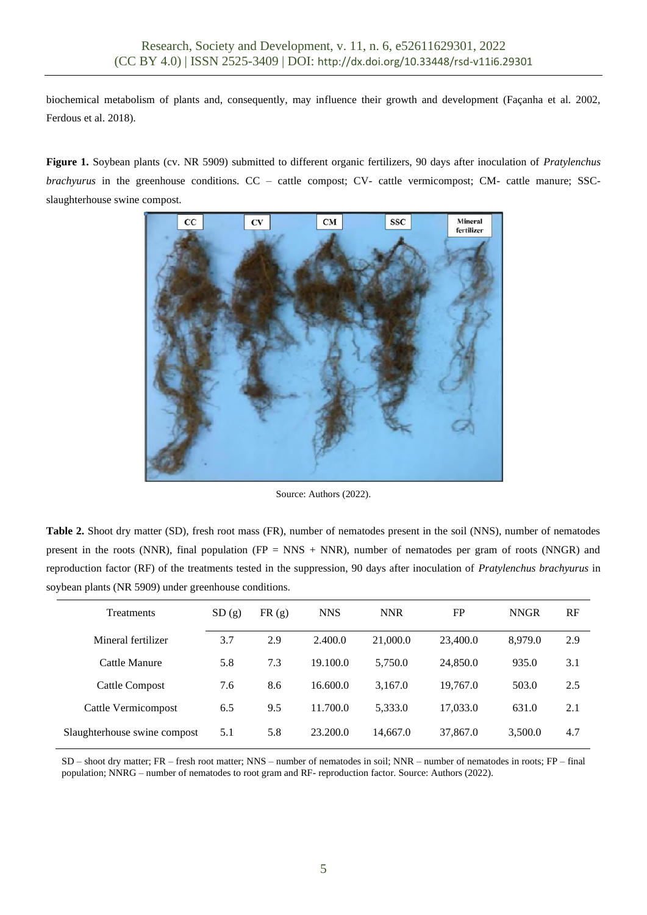biochemical metabolism of plants and, consequently, may influence their growth and development (Façanha et al. 2002, Ferdous et al. 2018).

**Figure 1.** Soybean plants (cv. NR 5909) submitted to different organic fertilizers, 90 days after inoculation of *Pratylenchus brachyurus* in the greenhouse conditions. CC – cattle compost; CV- cattle vermicompost; CM- cattle manure; SSC- slaughterhouse swine compost.

Source: Authors (2022).

**Table 2.** Shoot dry matter (SD), fresh root mass (FR), number of nematodes present in the soil (NNS), number of nematodes present in the roots (NNR), final population (FP = NNS + NNR), number of nematodes per gram of roots (NNGR) and reproduction factor (RF) of the treatments tested in the suppression, 90 days after inoculation of *Pratylenchus brachyurus* in soybean plants (NR 5909) under greenhouse conditions.

| Treatments | SD (g) | FR (g) | NNS | NNR | FP | NNGR | RF |
|---|---|---|---|---|---|---|---|
| Mineral fertilizer | 3.7 | 2.9 | 2.400.0 | 21,000.0 | 23,400.0 | 8,979.0 | 2.9 |
| Cattle Manure | 5.8 | 7.3 | 19.100.0 | 5,750.0 | 24,850.0 | 935.0 | 3.1 |
| Cattle Compost | 7.6 | 8.6 | 16.600.0 | 3,167.0 | 19,767.0 | 503.0 | 2.5 |
| Cattle Vermicompost | 6.5 | 9.5 | 11.700.0 | 5,333.0 | 17,033.0 | 631.0 | 2.1 |
| Slaughterhouse swine compost | 5.1 | 5.8 | 23.200.0 | 14,667.0 | 37,867.0 | 3,500.0 | 4.7 |

SD – shoot dry matter; FR – fresh root matter; NNS – number of nematodes in soil; NNR – number of nematodes in roots; FP – final population; NNRG – number of nematodes to root gram and RF- reproduction factor. Source: Authors (2022).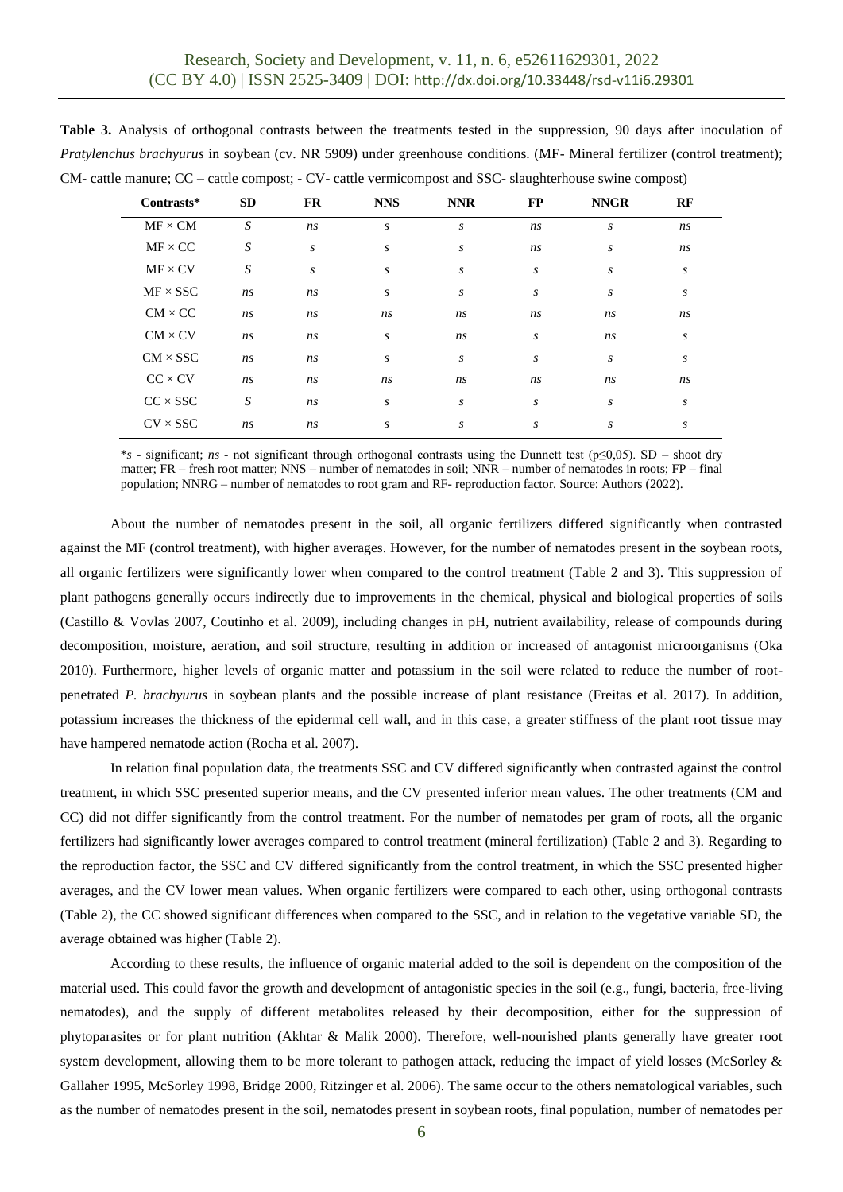**Table 3.** Analysis of orthogonal contrasts between the treatments tested in the suppression, 90 days after inoculation of *Pratylenchus brachyurus* in soybean (cv. NR 5909) under greenhouse conditions. (MF- Mineral fertilizer (control treatment); CM- cattle manure; CC – cattle compost; - CV- cattle vermicompost and SSC- slaughterhouse swine compost)

| Contrasts* | SD | FR | NNS | NNR | FP | NNGR | RF |
|---|---|---|---|---|---|---|---|
| MF × CM | *S* | *ns* | *s* | *s* | *ns* | *s* | *ns* |
| MF × CC | *S* | *s* | *s* | *s* | *ns* | *s* | *ns* |
| MF × CV | *S* | *s* | *s* | *s* | *s* | *s* | *s* |
| MF × SSC | *ns* | *ns* | *s* | *s* | *s* | *s* | *s* |
| CM × CC | *ns* | *ns* | *ns* | *ns* | *ns* | *ns* | *ns* |
| CM × CV | *ns* | *ns* | *s* | *ns* | *s* | *ns* | *s* |
| CM × SSC | *ns* | *ns* | *s* | *s* | *s* | *s* | *s* |
| CC × CV | *ns* | *ns* | *ns* | *ns* | *ns* | *ns* | *ns* |
| CC × SSC | *S* | *ns* | *s* | *s* | *s* | *s* | *s* |
| CV × SSC | *ns* | *ns* | *s* | *s* | *s* | *s* | *s* |

*\*s* - significant; *ns* - not significant through orthogonal contrasts using the Dunnett test ($p \leq 0{,}05$). SD – shoot dry matter; FR – fresh root matter; NNS – number of nematodes in soil; NNR – number of nematodes in roots; FP – final population; NNRG – number of nematodes to root gram and RF- reproduction factor. Source: Authors (2022).

About the number of nematodes present in the soil, all organic fertilizers differed significantly when contrasted against the MF (control treatment), with higher averages. However, for the number of nematodes present in the soybean roots, all organic fertilizers were significantly lower when compared to the control treatment (Table 2 and 3). This suppression of plant pathogens generally occurs indirectly due to improvements in the chemical, physical and biological properties of soils (Castillo & Vovlas 2007, Coutinho et al. 2009), including changes in pH, nutrient availability, release of compounds during decomposition, moisture, aeration, and soil structure, resulting in addition or increased of antagonist microorganisms (Oka 2010). Furthermore, higher levels of organic matter and potassium in the soil were related to reduce the number of root-penetrated *P. brachyurus* in soybean plants and the possible increase of plant resistance (Freitas et al. 2017). In addition, potassium increases the thickness of the epidermal cell wall, and in this case, a greater stiffness of the plant root tissue may have hampered nematode action (Rocha et al. 2007).

In relation final population data, the treatments SSC and CV differed significantly when contrasted against the control treatment, in which SSC presented superior means, and the CV presented inferior mean values. The other treatments (CM and CC) did not differ significantly from the control treatment. For the number of nematodes per gram of roots, all the organic fertilizers had significantly lower averages compared to control treatment (mineral fertilization) (Table 2 and 3). Regarding to the reproduction factor, the SSC and CV differed significantly from the control treatment, in which the SSC presented higher averages, and the CV lower mean values. When organic fertilizers were compared to each other, using orthogonal contrasts (Table 2), the CC showed significant differences when compared to the SSC, and in relation to the vegetative variable SD, the average obtained was higher (Table 2).

According to these results, the influence of organic material added to the soil is dependent on the composition of the material used. This could favor the growth and development of antagonistic species in the soil (e.g., fungi, bacteria, free-living nematodes), and the supply of different metabolites released by their decomposition, either for the suppression of phytoparasites or for plant nutrition (Akhtar & Malik 2000). Therefore, well-nourished plants generally have greater root system development, allowing them to be more tolerant to pathogen attack, reducing the impact of yield losses (McSorley & Gallaher 1995, McSorley 1998, Bridge 2000, Ritzinger et al. 2006). The same occur to the others nematological variables, such as the number of nematodes present in the soil, nematodes present in soybean roots, final population, number of nematodes per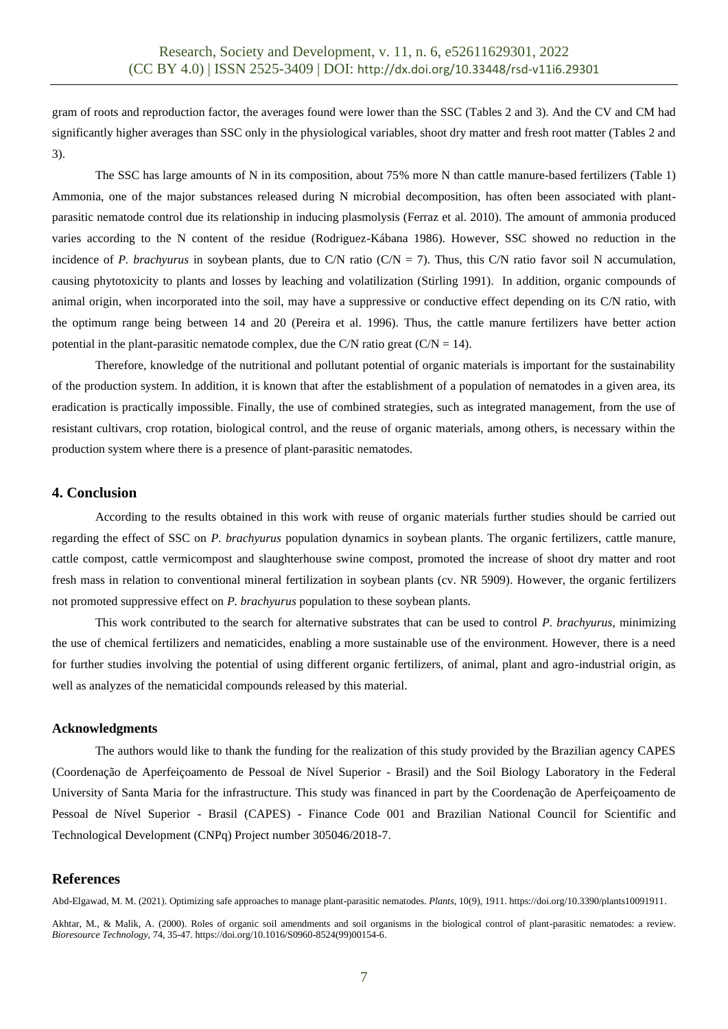gram of roots and reproduction factor, the averages found were lower than the SSC (Tables 2 and 3). And the CV and CM had significantly higher averages than SSC only in the physiological variables, shoot dry matter and fresh root matter (Tables 2 and 3).

The SSC has large amounts of N in its composition, about 75% more N than cattle manure-based fertilizers (Table 1) Ammonia, one of the major substances released during N microbial decomposition, has often been associated with plant-parasitic nematode control due its relationship in inducing plasmolysis (Ferraz et al. 2010). The amount of ammonia produced varies according to the N content of the residue (Rodriguez-Kábana 1986). However, SSC showed no reduction in the incidence of *P. brachyurus* in soybean plants, due to C/N ratio (C/N = 7). Thus, this C/N ratio favor soil N accumulation, causing phytotoxicity to plants and losses by leaching and volatilization (Stirling 1991). In addition, organic compounds of animal origin, when incorporated into the soil, may have a suppressive or conductive effect depending on its C/N ratio, with the optimum range being between 14 and 20 (Pereira et al. 1996). Thus, the cattle manure fertilizers have better action potential in the plant-parasitic nematode complex, due the C/N ratio great (C/N = 14).

Therefore, knowledge of the nutritional and pollutant potential of organic materials is important for the sustainability of the production system. In addition, it is known that after the establishment of a population of nematodes in a given area, its eradication is practically impossible. Finally, the use of combined strategies, such as integrated management, from the use of resistant cultivars, crop rotation, biological control, and the reuse of organic materials, among others, is necessary within the production system where there is a presence of plant-parasitic nematodes.

## 4. Conclusion

According to the results obtained in this work with reuse of organic materials further studies should be carried out regarding the effect of SSC on *P. brachyurus* population dynamics in soybean plants. The organic fertilizers, cattle manure, cattle compost, cattle vermicompost and slaughterhouse swine compost, promoted the increase of shoot dry matter and root fresh mass in relation to conventional mineral fertilization in soybean plants (cv. NR 5909). However, the organic fertilizers not promoted suppressive effect on *P. brachyurus* population to these soybean plants.

This work contributed to the search for alternative substrates that can be used to control *P. brachyurus*, minimizing the use of chemical fertilizers and nematicides, enabling a more sustainable use of the environment. However, there is a need for further studies involving the potential of using different organic fertilizers, of animal, plant and agro-industrial origin, as well as analyzes of the nematicidal compounds released by this material.

### Acknowledgments

The authors would like to thank the funding for the realization of this study provided by the Brazilian agency CAPES (Coordenação de Aperfeiçoamento de Pessoal de Nível Superior - Brasil) and the Soil Biology Laboratory in the Federal University of Santa Maria for the infrastructure. This study was financed in part by the Coordenação de Aperfeiçoamento de Pessoal de Nível Superior - Brasil (CAPES) - Finance Code 001 and Brazilian National Council for Scientific and Technological Development (CNPq) Project number 305046/2018-7.

## References

Abd-Elgawad, M. M. (2021). Optimizing safe approaches to manage plant-parasitic nematodes. *Plants*, 10(9), 1911. https://doi.org/10.3390/plants10091911.

Akhtar, M., & Malik, A. (2000). Roles of organic soil amendments and soil organisms in the biological control of plant-parasitic nematodes: a review. *Bioresource Technology,* 74, 35-47. https://doi.org/10.1016/S0960-8524(99)00154-6.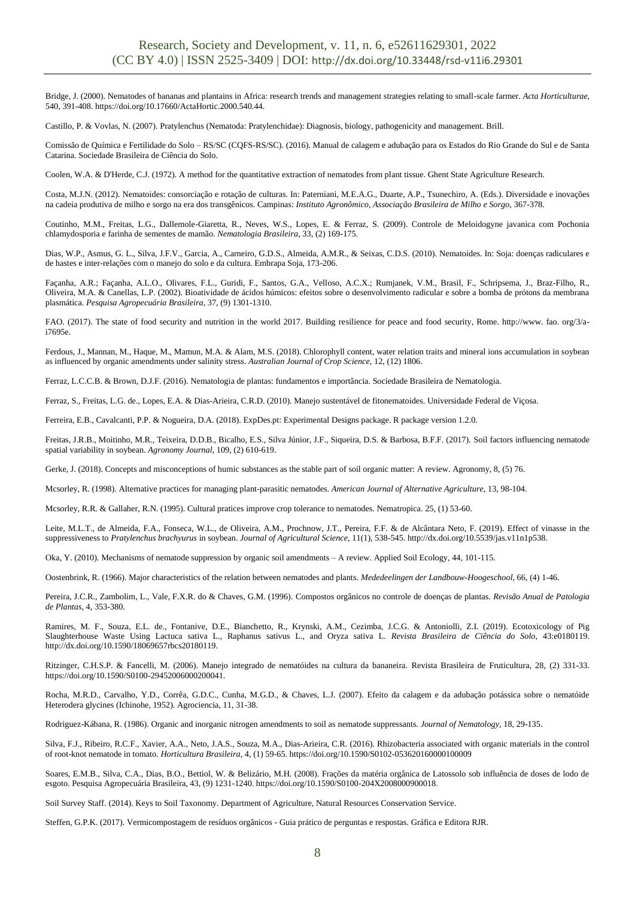Bridge, J. (2000). Nematodes of bananas and plantains in Africa: research trends and management strategies relating to small-scale farmer. *Acta Horticulturae*, 540, 391-408. https://doi.org/10.17660/ActaHortic.2000.540.44.

Castillo, P. & Vovlas, N. (2007). Pratylenchus (Nematoda: Pratylenchidae): Diagnosis, biology, pathogenicity and management. Brill.

Comissão de Química e Fertilidade do Solo – RS/SC (CQFS-RS/SC). (2016). Manual de calagem e adubação para os Estados do Rio Grande do Sul e de Santa Catarina. Sociedade Brasileira de Ciência do Solo.

Coolen, W.A. & D'Herde, C.J. (1972). A method for the quantitative extraction of nematodes from plant tissue. Ghent State Agriculture Research.

Costa, M.J.N. (2012). Nematoides: consorciação e rotação de culturas. In: Paterniani, M.E.A.G., Duarte, A.P., Tsunechiro, A. (Eds.). Diversidade e inovações na cadeia produtiva de milho e sorgo na era dos transgênicos. Campinas: *Instituto Agronômico, Associação Brasileira de Milho e Sorgo*, 367-378.

Coutinho, M.M., Freitas, L.G., Dallemole-Giaretta, R., Neves, W.S., Lopes, E. & Ferraz, S. (2009). Controle de Meloidogyne javanica com Pochonia chlamydosporia e farinha de sementes de mamão. *Nematologia Brasileira*, 33, (2) 169-175.

Dias, W.P., Asmus, G. L., Silva, J.F.V., Garcia, A., Carneiro, G.D.S., Almeida, A.M.R., & Seixas, C.D.S. (2010). Nematoides. In: Soja: doenças radiculares e de hastes e inter-relações com o manejo do solo e da cultura. Embrapa Soja, 173-206.

Façanha, A.R.; Façanha, A.L.O., Olivares, F.L., Guridi, F., Santos, G.A., Velloso, A.C.X.; Rumjanek, V.M., Brasil, F., Schripsema, J., Braz-Filho, R., Oliveira, M.A. & Canellas, L.P. (2002). Bioatividade de ácidos húmicos: efeitos sobre o desenvolvimento radicular e sobre a bomba de prótons da membrana plasmática. *Pesquisa Agropecuária Brasileira*, 37, (9) 1301-1310.

FAO. (2017). The state of food security and nutrition in the world 2017. Building resilience for peace and food security, Rome. http://www. fao. org/3/a-i7695e.

Ferdous, J., Mannan, M., Haque, M., Mamun, M.A. & Alam, M.S. (2018). Chlorophyll content, water relation traits and mineral ions accumulation in soybean as influenced by organic amendments under salinity stress. *Australian Journal of Crop Science*, 12, (12) 1806.

Ferraz, L.C.C.B. & Brown, D.J.F. (2016). Nematologia de plantas: fundamentos e importância. Sociedade Brasileira de Nematologia.

Ferraz, S., Freitas, L.G. de., Lopes, E.A. & Dias-Arieira, C.R.D. (2010). Manejo sustentável de fitonematoides. Universidade Federal de Viçosa.

Ferreira, E.B., Cavalcanti, P.P. & Nogueira, D.A. (2018). ExpDes.pt: Experimental Designs package. R package version 1.2.0.

Freitas, J.R.B., Moitinho, M.R., Teixeira, D.D.B., Bicalho, E.S., Silva Júnior, J.F., Siqueira, D.S. & Barbosa, B.F.F. (2017). Soil factors influencing nematode spatial variability in soybean. *Agronomy Journal*, 109, (2) 610-619.

Gerke, J. (2018). Concepts and misconceptions of humic substances as the stable part of soil organic matter: A review. Agronomy, 8, (5) 76.

Mcsorley, R. (1998). Alternative practices for managing plant-parasitic nematodes. *American Journal of Alternative Agriculture*, 13, 98-104.

Mcsorley, R.R. & Gallaher, R.N. (1995). Cultural pratices improve crop tolerance to nematodes. Nematropica. 25, (1) 53-60.

Leite, M.L.T., de Almeida, F.A., Fonseca, W.L., de Oliveira, A.M., Prochnow, J.T., Pereira, F.F. & de Alcântara Neto, F. (2019). Effect of vinasse in the suppressiveness to *Pratylenchus brachyurus* in soybean. *Journal of Agricultural Science*, 11(1), 538-545. http://dx.doi.org/10.5539/jas.v11n1p538.

Oka, Y. (2010). Mechanisms of nematode suppression by organic soil amendments – A review. Applied Soil Ecology, 44, 101-115.

Oostenbrink, R. (1966). Major characteristics of the relation between nematodes and plants. *Mededeelingen der Landbouw-Hoogeschool*, 66, (4) 1-46.

Pereira, J.C.R., Zambolim, L., Vale, F.X.R. do & Chaves, G.M. (1996). Compostos orgânicos no controle de doenças de plantas. *Revisão Anual de Patologia de Plantas*, 4, 353-380.

Ramires, M. F., Souza, E.L. de., Fontanive, D.E., Bianchetto, R., Krynski, A.M., Cezimba, J.C.G. & Antoniolli, Z.I. (2019). Ecotoxicology of Pig Slaughterhouse Waste Using Lactuca sativa L., Raphanus sativus L., and Oryza sativa L. *Revista Brasileira de Ciência do Solo*, 43:e0180119. http://dx.doi.org/10.1590/18069657rbcs20180119.

Ritzinger, C.H.S.P. & Fancelli, M. (2006). Manejo integrado de nematóides na cultura da bananeira. Revista Brasileira de Fruticultura, 28, (2) 331-33. https://doi.org/10.1590/S0100-29452006000200041.

Rocha, M.R.D., Carvalho, Y.D., Corrêa, G.D.C., Cunha, M.G.D., & Chaves, L.J. (2007). Efeito da calagem e da adubação potássica sobre o nematóide Heterodera glycines (Ichinohe, 1952). Agrociencia, 11, 31-38.

Rodriguez-Kábana, R. (1986). Organic and inorganic nitrogen amendments to soil as nematode suppressants. *Journal of Nematology*, 18, 29-135.

Silva, F.J., Ribeiro, R.C.F., Xavier, A.A., Neto, J.A.S., Souza, M.A., Dias-Arieira, C.R. (2016). Rhizobacteria associated with organic materials in the control of root-knot nematode in tomato. *Horticultura Brasileira*, 4, (1) 59-65. https://doi.org/10.1590/S0102-053620160000100009

Soares, E.M.B., Silva, C.A., Dias, B.O., Bettiol, W. & Belizário, M.H. (2008). Frações da matéria orgânica de Latossolo sob influência de doses de lodo de esgoto. Pesquisa Agropecuária Brasileira, 43, (9) 1231-1240. https://doi.org/10.1590/S0100-204X2008000900018.

Soil Survey Staff. (2014). Keys to Soil Taxonomy. Department of Agriculture, Natural Resources Conservation Service.

Steffen, G.P.K. (2017). Vermicompostagem de resíduos orgânicos - Guia prático de perguntas e respostas. Gráfica e Editora RJR.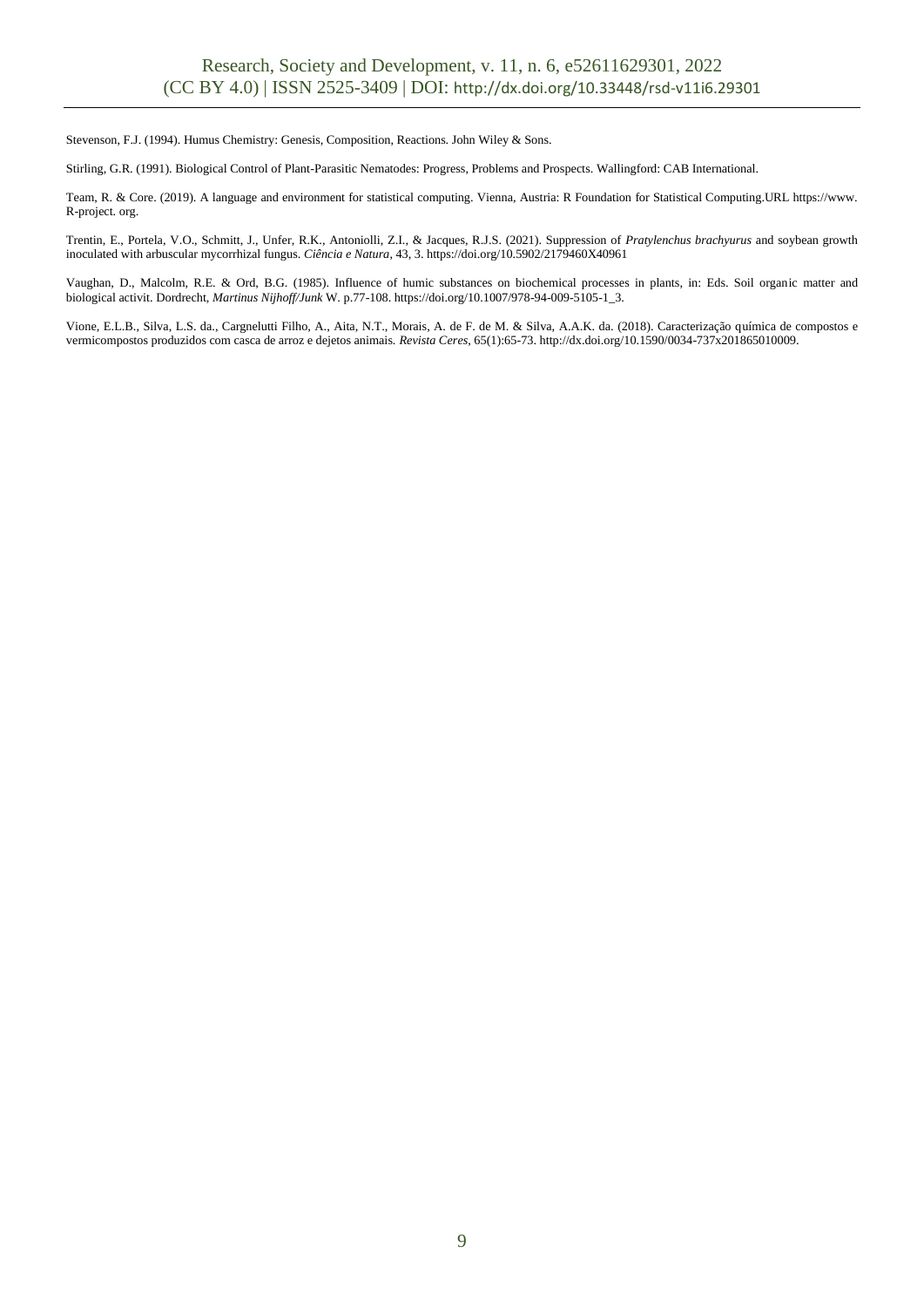Stevenson, F.J. (1994). Humus Chemistry: Genesis, Composition, Reactions. John Wiley & Sons.

Stirling, G.R. (1991). Biological Control of Plant-Parasitic Nematodes: Progress, Problems and Prospects. Wallingford: CAB International.

Team, R. & Core. (2019). A language and environment for statistical computing. Vienna, Austria: R Foundation for Statistical Computing.URL https://www. R-project. org.

Trentin, E., Portela, V.O., Schmitt, J., Unfer, R.K., Antoniolli, Z.I., & Jacques, R.J.S. (2021). Suppression of *Pratylenchus brachyurus* and soybean growth inoculated with arbuscular mycorrhizal fungus. *Ciência e Natura*, 43, 3. https://doi.org/10.5902/2179460X40961

Vaughan, D., Malcolm, R.E. & Ord, B.G. (1985). Influence of humic substances on biochemical processes in plants, in: Eds. Soil organic matter and biological activit. Dordrecht, *Martinus Nijhoff/Junk* W. p.77-108. https://doi.org/10.1007/978-94-009-5105-1_3.

Vione, E.L.B., Silva, L.S. da., Cargnelutti Filho, A., Aita, N.T., Morais, A. de F. de M. & Silva, A.A.K. da. (2018). Caracterização química de compostos e vermicompostos produzidos com casca de arroz e dejetos animais. *Revista Ceres*, 65(1):65-73. http://dx.doi.org/10.1590/0034-737x201865010009.